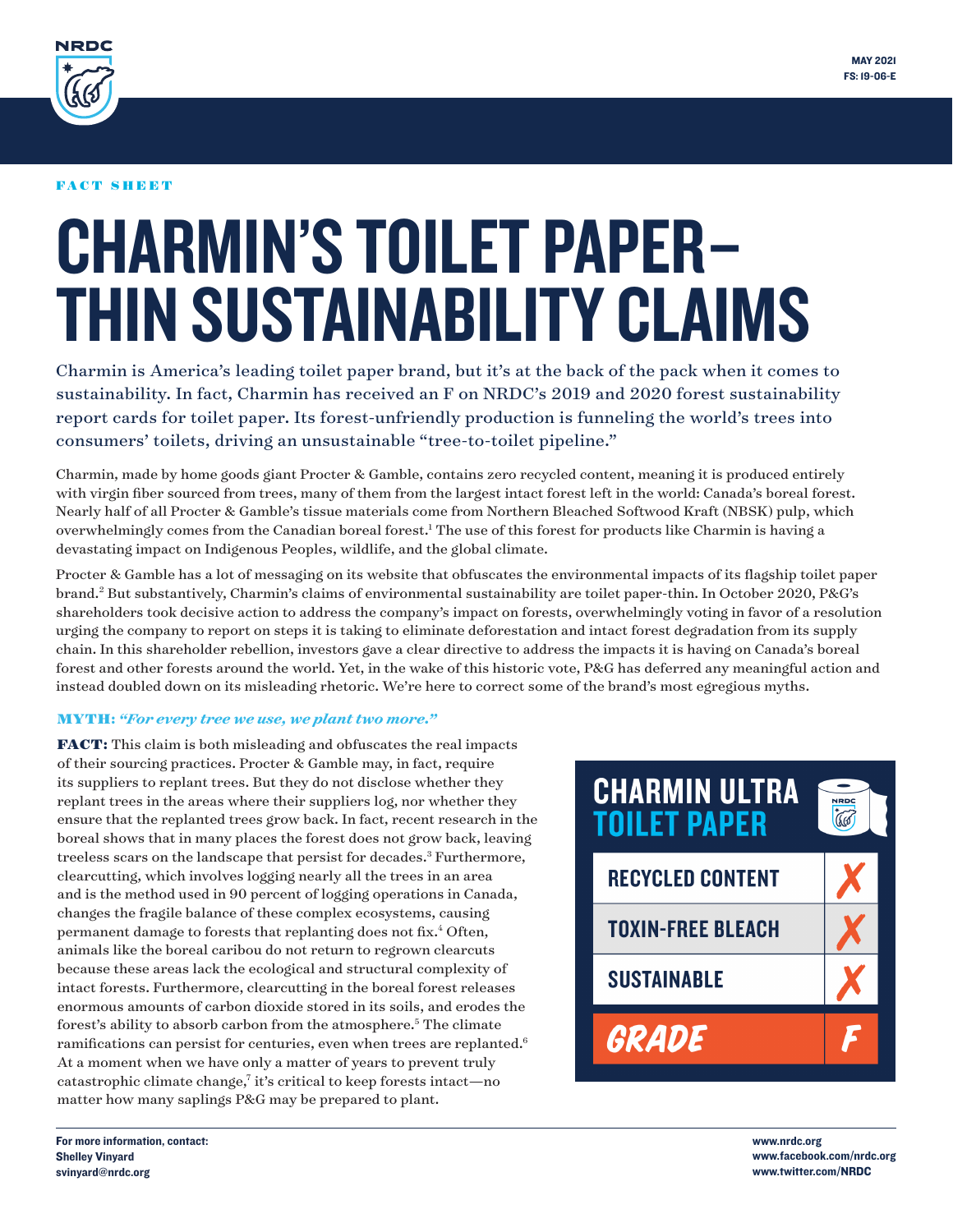MAY 2021
FS: 19-06-E

FACT SHEET

# CHARMIN'S TOILET PAPER—THIN SUSTAINABILITY CLAIMS

Charmin is America's leading toilet paper brand, but it's at the back of the pack when it comes to sustainability. In fact, Charmin has received an F on NRDC's 2019 and 2020 forest sustainability report cards for toilet paper. Its forest-unfriendly production is funneling the world's trees into consumers' toilets, driving an unsustainable "tree-to-toilet pipeline."

Charmin, made by home goods giant Procter & Gamble, contains zero recycled content, meaning it is produced entirely with virgin fiber sourced from trees, many of them from the largest intact forest left in the world: Canada's boreal forest. Nearly half of all Procter & Gamble's tissue materials come from Northern Bleached Softwood Kraft (NBSK) pulp, which overwhelmingly comes from the Canadian boreal forest.[1] The use of this forest for products like Charmin is having a devastating impact on Indigenous Peoples, wildlife, and the global climate.

Procter & Gamble has a lot of messaging on its website that obfuscates the environmental impacts of its flagship toilet paper brand.[2] But substantively, Charmin's claims of environmental sustainability are toilet paper-thin. In October 2020, P&G's shareholders took decisive action to address the company's impact on forests, overwhelmingly voting in favor of a resolution urging the company to report on steps it is taking to eliminate deforestation and intact forest degradation from its supply chain. In this shareholder rebellion, investors gave a clear directive to address the impacts it is having on Canada's boreal forest and other forests around the world. Yet, in the wake of this historic vote, P&G has deferred any meaningful action and instead doubled down on its misleading rhetoric. We're here to correct some of the brand's most egregious myths.

**MYTH:** *"For every tree we use, we plant two more."*

**FACT:** This claim is both misleading and obfuscates the real impacts of their sourcing practices. Procter & Gamble may, in fact, require its suppliers to replant trees. But they do not disclose whether they replant trees in the areas where their suppliers log, nor whether they ensure that the replanted trees grow back. In fact, recent research in the boreal shows that in many places the forest does not grow back, leaving treeless scars on the landscape that persist for decades.[3] Furthermore, clearcutting, which involves logging nearly all the trees in an area and is the method used in 90 percent of logging operations in Canada, changes the fragile balance of these complex ecosystems, causing permanent damage to forests that replanting does not fix.[4] Often, animals like the boreal caribou do not return to regrown clearcuts because these areas lack the ecological and structural complexity of intact forests. Furthermore, clearcutting in the boreal forest releases enormous amounts of carbon dioxide stored in its soils, and erodes the forest's ability to absorb carbon from the atmosphere.[5] The climate ramifications can persist for centuries, even when trees are replanted.[6] At a moment when we have only a matter of years to prevent truly catastrophic climate change,[7] it's critical to keep forests intact—no matter how many saplings P&G may be prepared to plant.

| CHARMIN ULTRA TOILET PAPER | |
|---|---|
| RECYCLED CONTENT | ✗ |
| TOXIN-FREE BLEACH | ✗ |
| SUSTAINABLE | ✗ |
| GRADE | F |

For more information, contact:
Shelley Vinyard
svinyard@nrdc.org

www.nrdc.org
www.facebook.com/nrdc.org
www.twitter.com/NRDC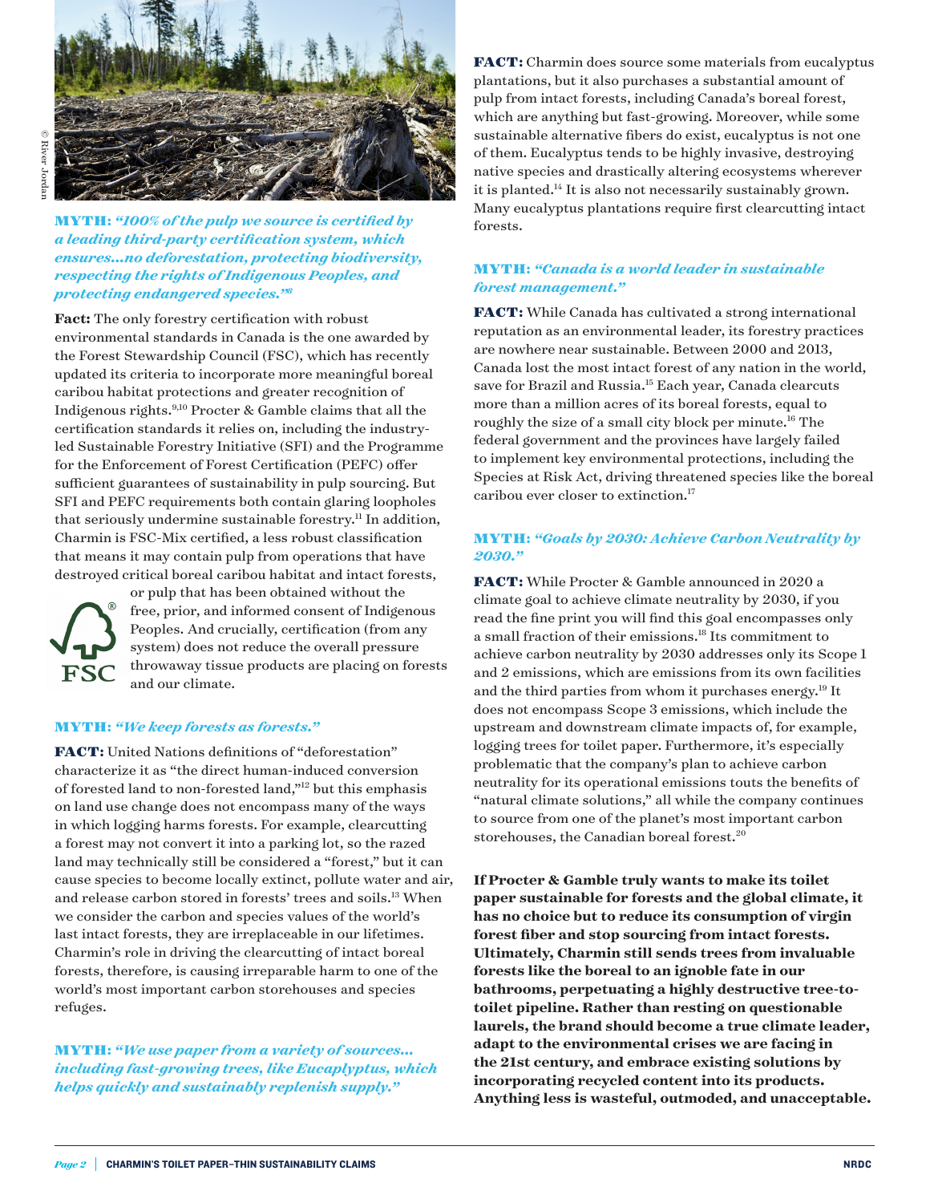**MYTH:** ***"100% of the pulp we source is certified by a leading third-party certification system, which ensures…no deforestation, protecting biodiversity, respecting the rights of Indigenous Peoples, and protecting endangered species."*** [8]

**Fact:** The only forestry certification with robust environmental standards in Canada is the one awarded by the Forest Stewardship Council (FSC), which has recently updated its criteria to incorporate more meaningful boreal caribou habitat protections and greater recognition of Indigenous rights.[9,10] Procter & Gamble claims that all the certification standards it relies on, including the industry-led Sustainable Forestry Initiative (SFI) and the Programme for the Enforcement of Forest Certification (PEFC) offer sufficient guarantees of sustainability in pulp sourcing. But SFI and PEFC requirements both contain glaring loopholes that seriously undermine sustainable forestry.[11] In addition, Charmin is FSC-Mix certified, a less robust classification that means it may contain pulp from operations that have destroyed critical boreal caribou habitat and intact forests, or pulp that has been obtained without the free, prior, and informed consent of Indigenous Peoples. And crucially, certification (from any system) does not reduce the overall pressure throwaway tissue products are placing on forests and our climate.

**MYTH:** ***"We keep forests as forests."***

**FACT:** United Nations definitions of "deforestation" characterize it as "the direct human-induced conversion of forested land to non-forested land,"[12] but this emphasis on land use change does not encompass many of the ways in which logging harms forests. For example, clearcutting a forest may not convert it into a parking lot, so the razed land may technically still be considered a "forest," but it can cause species to become locally extinct, pollute water and air, and release carbon stored in forests' trees and soils.[13] When we consider the carbon and species values of the world's last intact forests, they are irreplaceable in our lifetimes. Charmin's role in driving the clearcutting of intact boreal forests, therefore, is causing irreparable harm to one of the world's most important carbon storehouses and species refuges.

**MYTH:** ***"We use paper from a variety of sources… including fast-growing trees, like Eucaplyptus, which helps quickly and sustainably replenish supply."***

**FACT:** Charmin does source some materials from eucalyptus plantations, but it also purchases a substantial amount of pulp from intact forests, including Canada's boreal forest, which are anything but fast-growing. Moreover, while some sustainable alternative fibers do exist, eucalyptus is not one of them. Eucalyptus tends to be highly invasive, destroying native species and drastically altering ecosystems wherever it is planted.[14] It is also not necessarily sustainably grown. Many eucalyptus plantations require first clearcutting intact forests.

**MYTH:** ***"Canada is a world leader in sustainable forest management."***

**FACT:** While Canada has cultivated a strong international reputation as an environmental leader, its forestry practices are nowhere near sustainable. Between 2000 and 2013, Canada lost the most intact forest of any nation in the world, save for Brazil and Russia.[15] Each year, Canada clearcuts more than a million acres of its boreal forests, equal to roughly the size of a small city block per minute.[16] The federal government and the provinces have largely failed to implement key environmental protections, including the Species at Risk Act, driving threatened species like the boreal caribou ever closer to extinction.[17]

**MYTH:** ***"Goals by 2030: Achieve Carbon Neutrality by 2030."***

**FACT:** While Procter & Gamble announced in 2020 a climate goal to achieve climate neutrality by 2030, if you read the fine print you will find this goal encompasses only a small fraction of their emissions.[18] Its commitment to achieve carbon neutrality by 2030 addresses only its Scope 1 and 2 emissions, which are emissions from its own facilities and the third parties from whom it purchases energy.[19] It does not encompass Scope 3 emissions, which include the upstream and downstream climate impacts of, for example, logging trees for toilet paper. Furthermore, it's especially problematic that the company's plan to achieve carbon neutrality for its operational emissions touts the benefits of "natural climate solutions," all while the company continues to source from one of the planet's most important carbon storehouses, the Canadian boreal forest.[20]

**If Procter & Gamble truly wants to make its toilet paper sustainable for forests and the global climate, it has no choice but to reduce its consumption of virgin forest fiber and stop sourcing from intact forests. Ultimately, Charmin still sends trees from invaluable forests like the boreal to an ignoble fate in our bathrooms, perpetuating a highly destructive tree-to-toilet pipeline. Rather than resting on questionable laurels, the brand should become a true climate leader, adapt to the environmental crises we are facing in the 21st century, and embrace existing solutions by incorporating recycled content into its products. Anything less is wasteful, outmoded, and unacceptable.**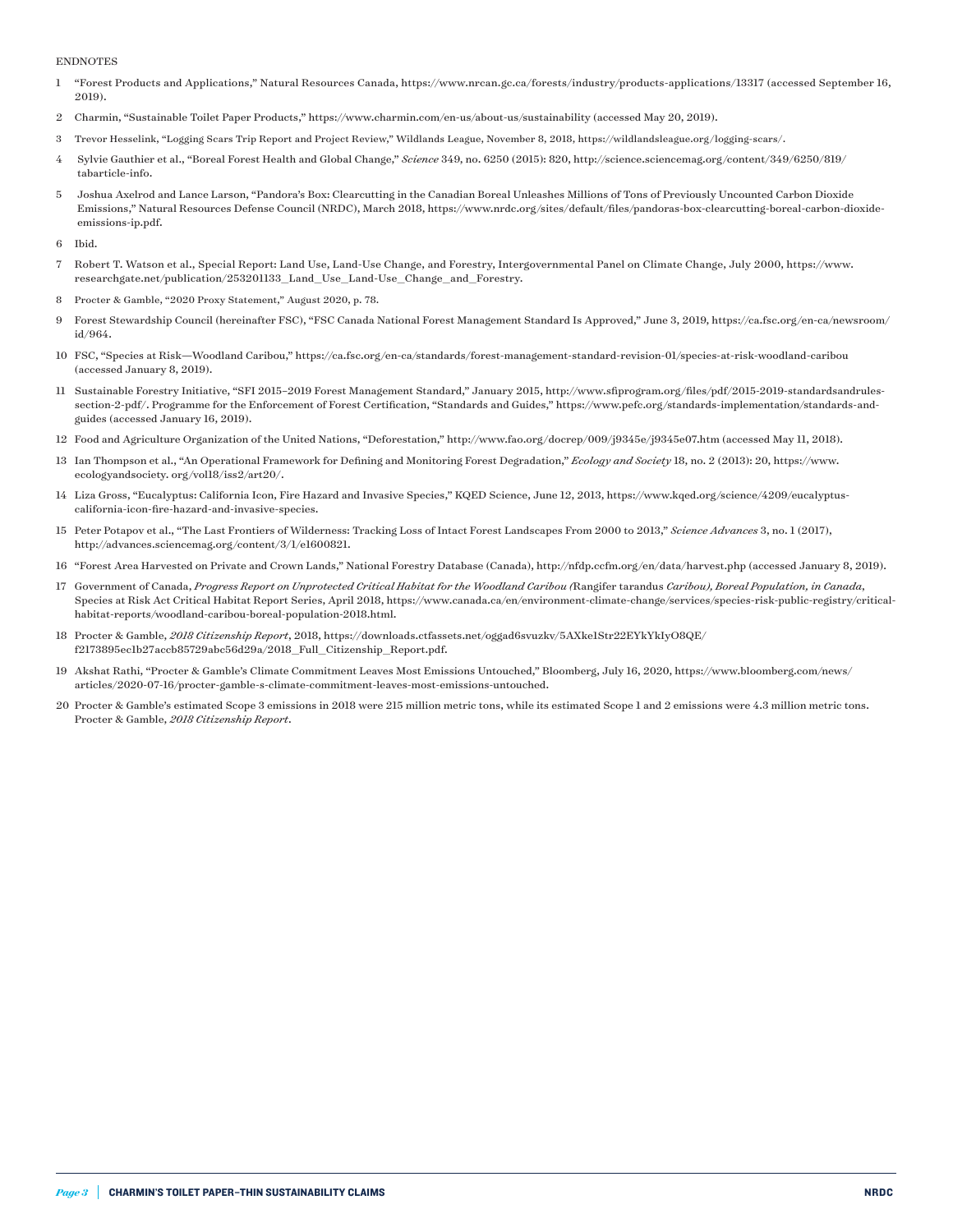ENDNOTES

1. "Forest Products and Applications," Natural Resources Canada, https://www.nrcan.gc.ca/forests/industry/products-applications/13317 (accessed September 16, 2019).

2. Charmin, "Sustainable Toilet Paper Products," https://www.charmin.com/en-us/about-us/sustainability (accessed May 20, 2019).

3. Trevor Hesselink, "Logging Scars Trip Report and Project Review," Wildlands League, November 8, 2018, https://wildlandsleague.org/logging-scars/.

4. Sylvie Gauthier et al., "Boreal Forest Health and Global Change," *Science* 349, no. 6250 (2015): 820, http://science.sciencemag.org/content/349/6250/819/tabarticle-info.

5. Joshua Axelrod and Lance Larson, "Pandora's Box: Clearcutting in the Canadian Boreal Unleashes Millions of Tons of Previously Uncounted Carbon Dioxide Emissions," Natural Resources Defense Council (NRDC), March 2018, https://www.nrdc.org/sites/default/files/pandoras-box-clearcutting-boreal-carbon-dioxide-emissions-ip.pdf.

6. Ibid.

7. Robert T. Watson et al., Special Report: Land Use, Land-Use Change, and Forestry, Intergovernmental Panel on Climate Change, July 2000, https://www.researchgate.net/publication/253201133_Land_Use_Land-Use_Change_and_Forestry.

8. Procter & Gamble, "2020 Proxy Statement," August 2020, p. 78.

9. Forest Stewardship Council (hereinafter FSC), "FSC Canada National Forest Management Standard Is Approved," June 3, 2019, https://ca.fsc.org/en-ca/newsroom/id/964.

10. FSC, "Species at Risk—Woodland Caribou," https://ca.fsc.org/en-ca/standards/forest-management-standard-revision-01/species-at-risk-woodland-caribou (accessed January 8, 2019).

11. Sustainable Forestry Initiative, "SFI 2015–2019 Forest Management Standard," January 2015, http://www.sfiprogram.org/files/pdf/2015-2019-standardsandrules-section-2-pdf/. Programme for the Enforcement of Forest Certification, "Standards and Guides," https://www.pefc.org/standards-implementation/standards-and-guides (accessed January 16, 2019).

12. Food and Agriculture Organization of the United Nations, "Deforestation," http://www.fao.org/docrep/009/j9345e/j9345e07.htm (accessed May 11, 2018).

13. Ian Thompson et al., "An Operational Framework for Defining and Monitoring Forest Degradation," *Ecology and Society* 18, no. 2 (2013): 20, https://www.ecologyandsociety. org/vol18/iss2/art20/.

14. Liza Gross, "Eucalyptus: California Icon, Fire Hazard and Invasive Species," KQED Science, June 12, 2013, https://www.kqed.org/science/4209/eucalyptus-california-icon-fire-hazard-and-invasive-species.

15. Peter Potapov et al., "The Last Frontiers of Wilderness: Tracking Loss of Intact Forest Landscapes From 2000 to 2013," *Science Advances* 3, no. 1 (2017), http://advances.sciencemag.org/content/3/1/e1600821.

16. "Forest Area Harvested on Private and Crown Lands," National Forestry Database (Canada), http://nfdp.ccfm.org/en/data/harvest.php (accessed January 8, 2019).

17. Government of Canada, *Progress Report on Unprotected Critical Habitat for the Woodland Caribou (*Rangifer tarandus *Caribou), Boreal Population, in Canada*, Species at Risk Act Critical Habitat Report Series, April 2018, https://www.canada.ca/en/environment-climate-change/services/species-risk-public-registry/critical-habitat-reports/woodland-caribou-boreal-population-2018.html.

18. Procter & Gamble, *2018 Citizenship Report*, 2018, https://downloads.ctfassets.net/oggad6svuzkv/5AXke1Str22EYkYkIyO8QE/f2173895ec1b27accb85729abc56d29a/2018_Full_Citizenship_Report.pdf.

19. Akshat Rathi, "Procter & Gamble's Climate Commitment Leaves Most Emissions Untouched," Bloomberg, July 16, 2020, https://www.bloomberg.com/news/articles/2020-07-16/procter-gamble-s-climate-commitment-leaves-most-emissions-untouched.

20. Procter & Gamble's estimated Scope 3 emissions in 2018 were 215 million metric tons, while its estimated Scope 1 and 2 emissions were 4.3 million metric tons. Procter & Gamble, *2018 Citizenship Report*.